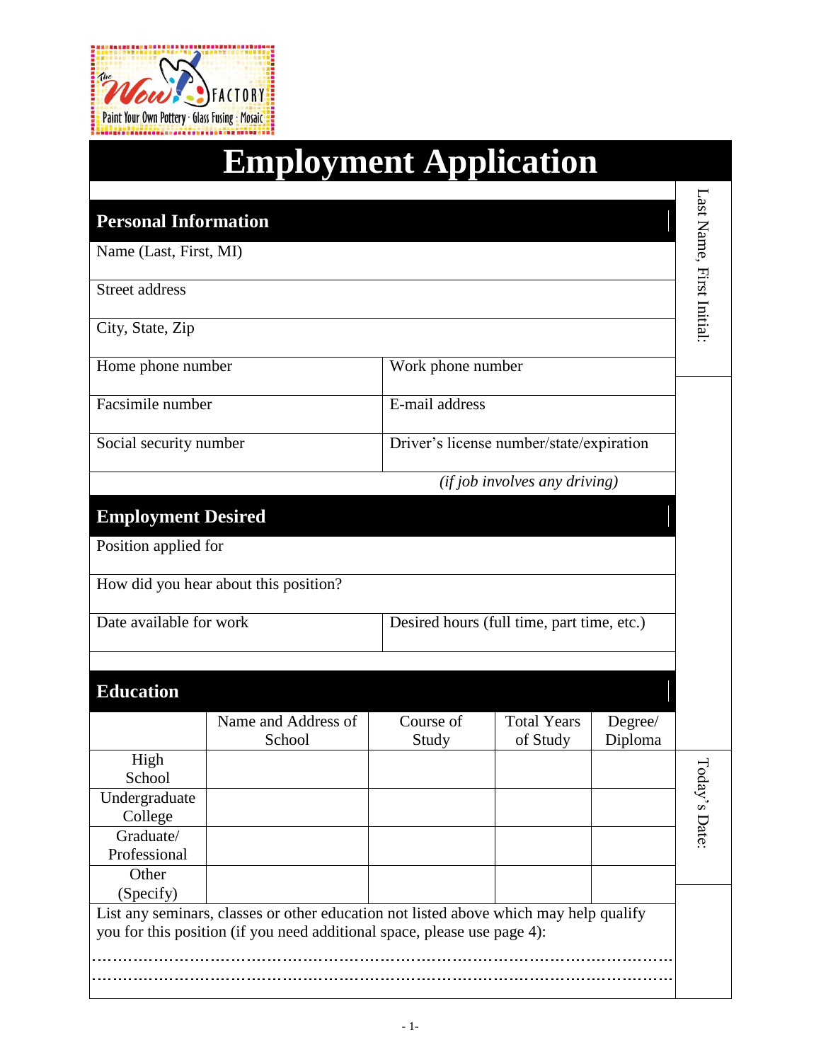The Wow! Factory

Paint Your Own Pottery · Glass Fusing · Mosaic

# Employment Application

Last Name, First Initial:

## Personal Information

Name (Last, First, MI)

Street address

City, State, Zip

| Home phone number | Work phone number |
|---|---|
| Facsimile number | E-mail address |
| Social security number | Driver's license number/state/expiration |
| | *(if job involves any driving)* |

## Employment Desired

Position applied for

How did you hear about this position?

| Date available for work | Desired hours (full time, part time, etc.) |
|---|---|

## Education

| | Name and Address of School | Course of Study | Total Years of Study | Degree/ Diploma |
|---|---|---|---|---|
| High School | | | | |
| Undergraduate College | | | | |
| Graduate/ Professional | | | | |
| Other (Specify) | | | | |

List any seminars, classes or other education not listed above which may help qualify you for this position (if you need additional space, please use page 4):

............................................................................................................................................

............................................................................................................................................

Today's Date: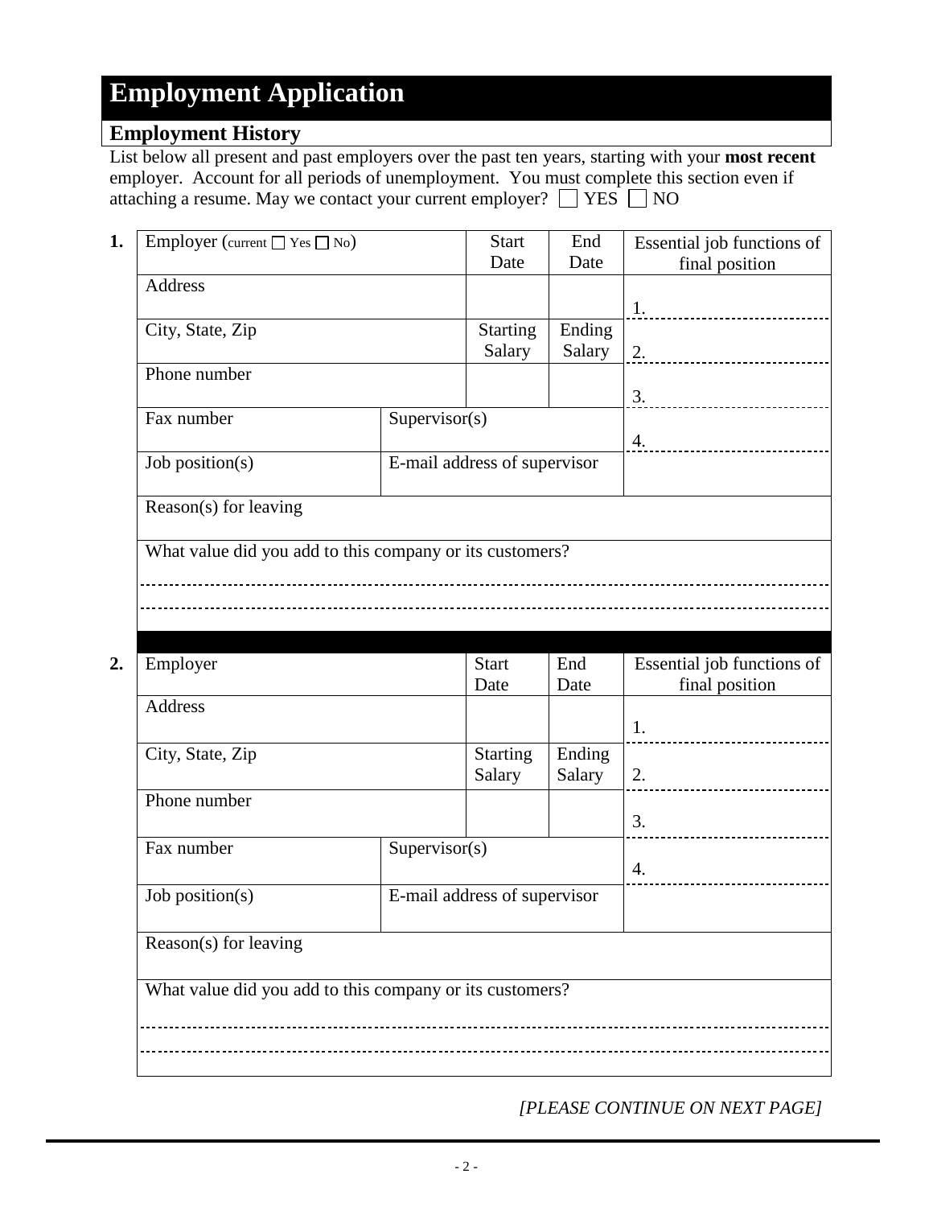# Employment Application

## Employment History

List below all present and past employers over the past ten years, starting with your **most recent** employer. Account for all periods of unemployment. You must complete this section even if attaching a resume. May we contact your current employer? ☐ YES ☐ NO

**1.**

| Employer (current ☐ Yes ☐ No) | | Start Date | End Date | Essential job functions of final position |
|---|---|---|---|---|
| Address | | | | 1. |
| City, State, Zip | | Starting Salary | Ending Salary | 2. |
| Phone number | | | | 3. |
| Fax number | Supervisor(s) | | | 4. |
| Job position(s) | E-mail address of supervisor | | | |
| Reason(s) for leaving | | | | |
| What value did you add to this company or its customers? | | | | |

**2.**

| Employer | | Start Date | End Date | Essential job functions of final position |
|---|---|---|---|---|
| Address | | | | 1. |
| City, State, Zip | | Starting Salary | Ending Salary | 2. |
| Phone number | | | | 3. |
| Fax number | Supervisor(s) | | | 4. |
| Job position(s) | E-mail address of supervisor | | | |
| Reason(s) for leaving | | | | |
| What value did you add to this company or its customers? | | | | |

*[PLEASE CONTINUE ON NEXT PAGE]*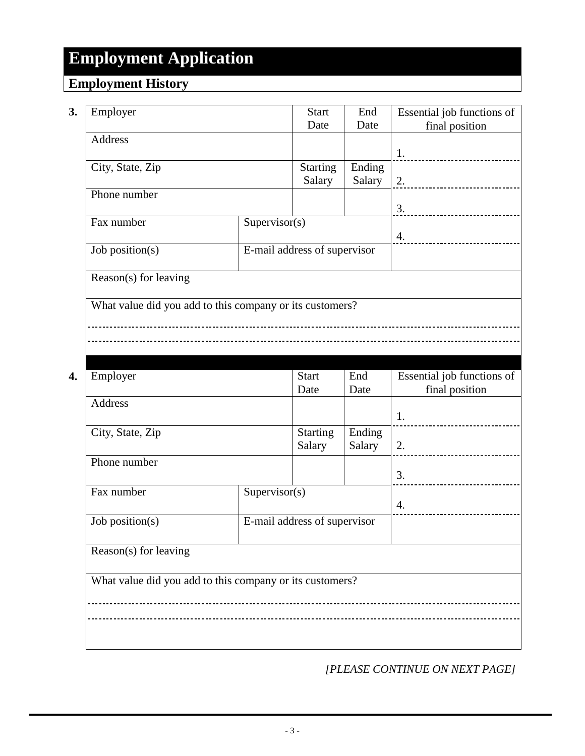# Employment Application

## Employment History

**3.**

| Employer | | Start Date | End Date | Essential job functions of final position |
|---|---|---|---|---|
| Address | | | | 1. |
| City, State, Zip | | Starting Salary | Ending Salary | 2. |
| Phone number | | | | 3. |
| Fax number | Supervisor(s) | | | 4. |
| Job position(s) | E-mail address of supervisor | | | |
| Reason(s) for leaving | | | | |
| What value did you add to this company or its customers? | | | | |

**4.**

| Employer | | Start Date | End Date | Essential job functions of final position |
|---|---|---|---|---|
| Address | | | | 1. |
| City, State, Zip | | Starting Salary | Ending Salary | 2. |
| Phone number | | | | 3. |
| Fax number | Supervisor(s) | | | 4. |
| Job position(s) | E-mail address of supervisor | | | |
| Reason(s) for leaving | | | | |
| What value did you add to this company or its customers? | | | | |

*[PLEASE CONTINUE ON NEXT PAGE]*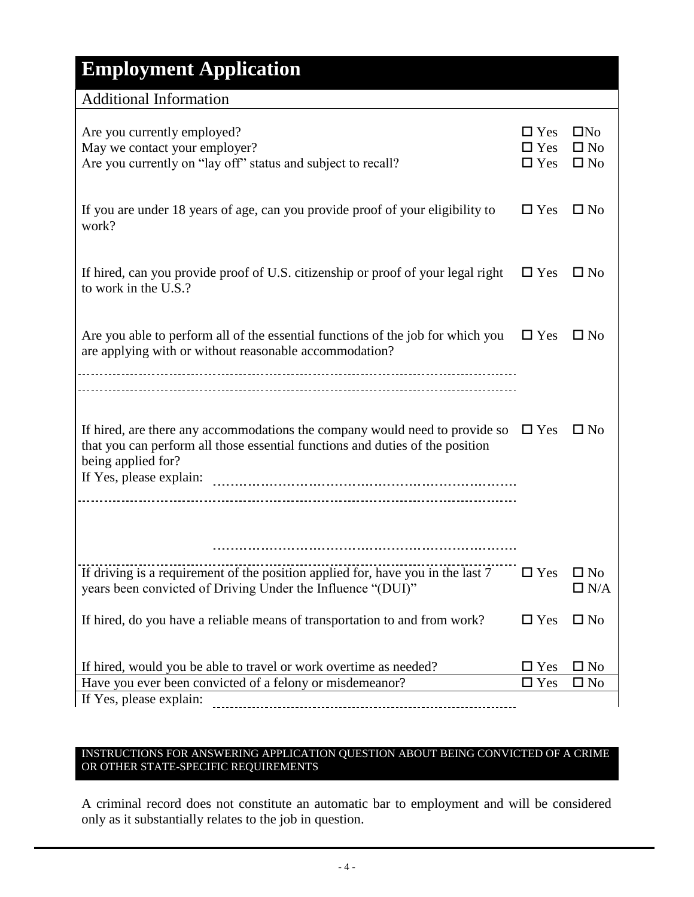# Employment Application

## Additional Information

| | | |
|---|---|---|
| Are you currently employed? | ☐ Yes | ☐No |
| May we contact your employer? | ☐ Yes | ☐ No |
| Are you currently on "lay off" status and subject to recall? | ☐ Yes | ☐ No |
| If you are under 18 years of age, can you provide proof of your eligibility to work? | ☐ Yes | ☐ No |
| If hired, can you provide proof of U.S. citizenship or proof of your legal right to work in the U.S.? | ☐ Yes | ☐ No |
| Are you able to perform all of the essential functions of the job for which you are applying with or without reasonable accommodation? | ☐ Yes | ☐ No |
| If hired, are there any accommodations the company would need to provide so that you can perform all those essential functions and duties of the position being applied for?<br>If Yes, please explain: | ☐ Yes | ☐ No |
| If driving is a requirement of the position applied for, have you in the last 7 years been convicted of Driving Under the Influence "(DUI)" | ☐ Yes | ☐ No<br>☐ N/A |
| If hired, do you have a reliable means of transportation to and from work? | ☐ Yes | ☐ No |
| If hired, would you be able to travel or work overtime as needed? | ☐ Yes | ☐ No |
| Have you ever been convicted of a felony or misdemeanor? | ☐ Yes | ☐ No |
| If Yes, please explain: | | |

**INSTRUCTIONS FOR ANSWERING APPLICATION QUESTION ABOUT BEING CONVICTED OF A CRIME OR OTHER STATE-SPECIFIC REQUIREMENTS**

A criminal record does not constitute an automatic bar to employment and will be considered only as it substantially relates to the job in question.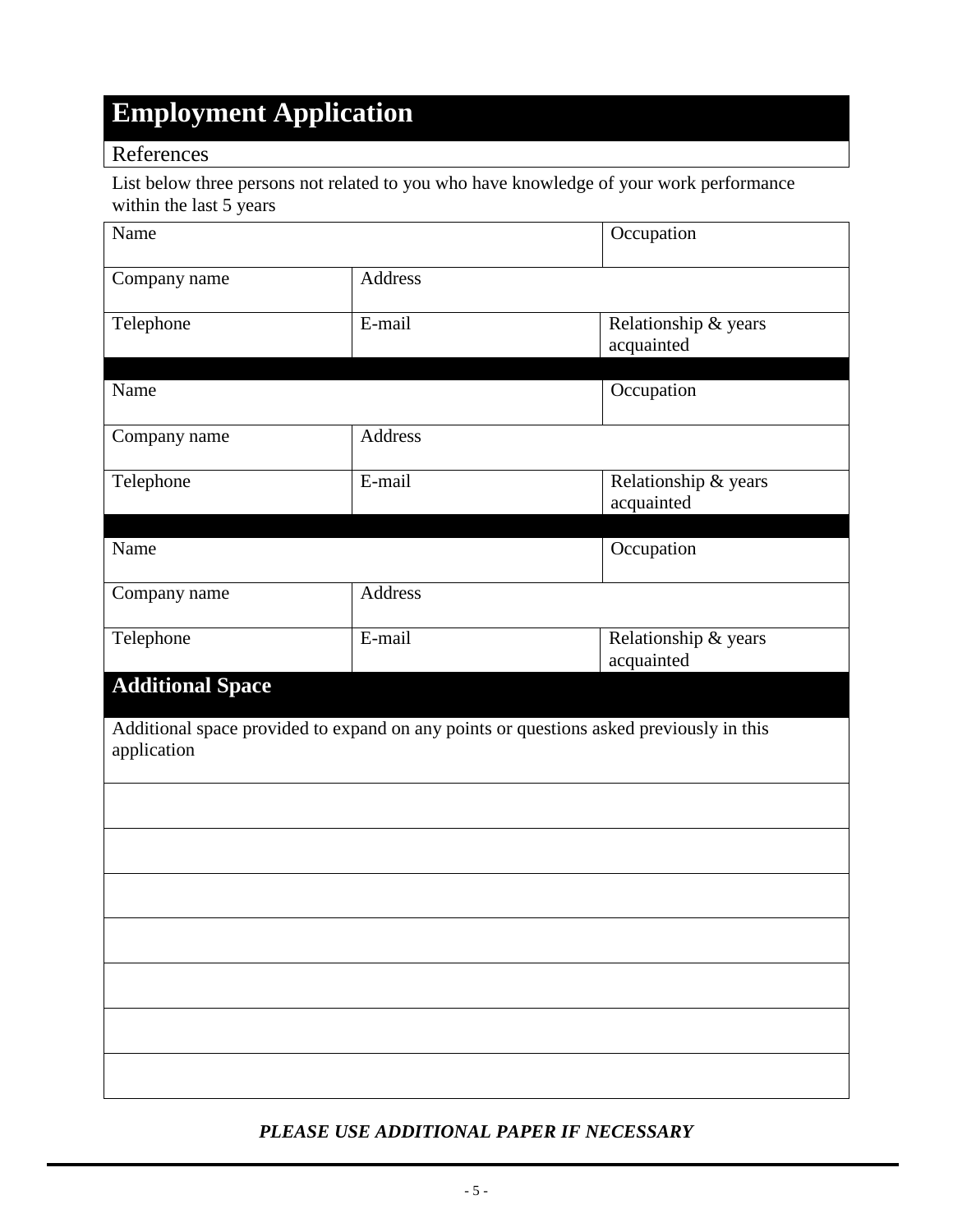# Employment Application

## References

List below three persons not related to you who have knowledge of your work performance within the last 5 years

| | | |
|---|---|---|
| Name | | Occupation |
| Company name | Address | |
| Telephone | E-mail | Relationship & years acquainted |
| | | |
| Name | | Occupation |
| Company name | Address | |
| Telephone | E-mail | Relationship & years acquainted |
| | | |
| Name | | Occupation |
| Company name | Address | |
| Telephone | E-mail | Relationship & years acquainted |

## Additional Space

| |
|---|
| Additional space provided to expand on any points or questions asked previously in this application |
| |
| |
| |
| |
| |
| |
| |

***PLEASE USE ADDITIONAL PAPER IF NECESSARY***